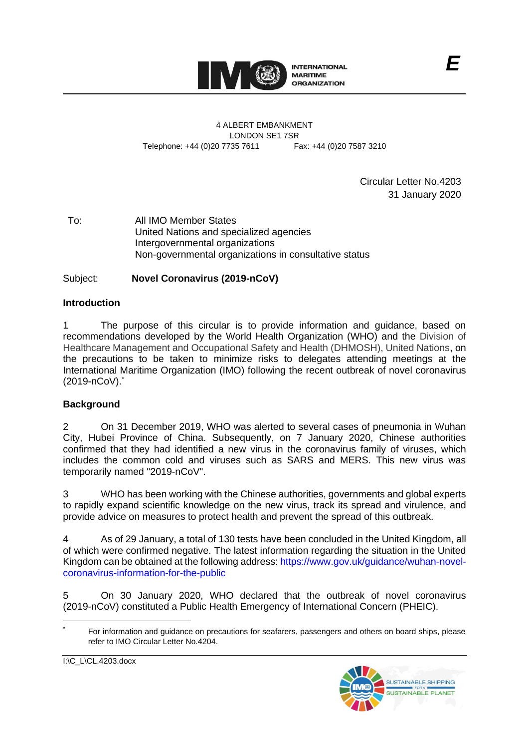INTERNATIONAL MARITIME ORGANIZATION

E

4 ALBERT EMBANKMENT
LONDON SE1 7SR
Telephone: +44 (0)20 7735 7611 Fax: +44 (0)20 7587 3210

Circular Letter No.4203
31 January 2020

To: All IMO Member States
United Nations and specialized agencies
Intergovernmental organizations
Non-governmental organizations in consultative status

Subject: **Novel Coronavirus (2019-nCoV)**

**Introduction**

1 The purpose of this circular is to provide information and guidance, based on recommendations developed by the World Health Organization (WHO) and the Division of Healthcare Management and Occupational Safety and Health (DHMOSH), United Nations, on the precautions to be taken to minimize risks to delegates attending meetings at the International Maritime Organization (IMO) following the recent outbreak of novel coronavirus (2019-nCoV).*

**Background**

2 On 31 December 2019, WHO was alerted to several cases of pneumonia in Wuhan City, Hubei Province of China. Subsequently, on 7 January 2020, Chinese authorities confirmed that they had identified a new virus in the coronavirus family of viruses, which includes the common cold and viruses such as SARS and MERS. This new virus was temporarily named "2019-nCoV".

3 WHO has been working with the Chinese authorities, governments and global experts to rapidly expand scientific knowledge on the new virus, track its spread and virulence, and provide advice on measures to protect health and prevent the spread of this outbreak.

4 As of 29 January, a total of 130 tests have been concluded in the United Kingdom, all of which were confirmed negative. The latest information regarding the situation in the United Kingdom can be obtained at the following address: https://www.gov.uk/guidance/wuhan-novel-coronavirus-information-for-the-public

5 On 30 January 2020, WHO declared that the outbreak of novel coronavirus (2019-nCoV) constituted a Public Health Emergency of International Concern (PHEIC).

* For information and guidance on precautions for seafarers, passengers and others on board ships, please refer to IMO Circular Letter No.4204.

I:\C_L\CL.4203.docx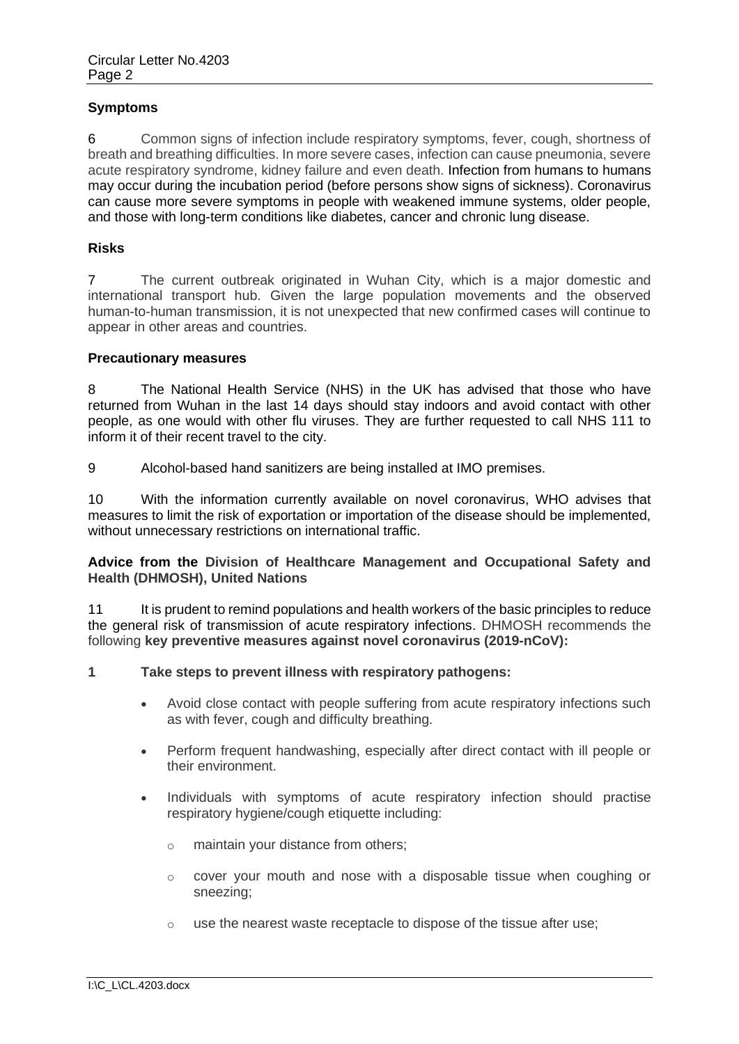**Symptoms**

6 Common signs of infection include respiratory symptoms, fever, cough, shortness of breath and breathing difficulties. In more severe cases, infection can cause pneumonia, severe acute respiratory syndrome, kidney failure and even death. Infection from humans to humans may occur during the incubation period (before persons show signs of sickness). Coronavirus can cause more severe symptoms in people with weakened immune systems, older people, and those with long-term conditions like diabetes, cancer and chronic lung disease.

**Risks**

7 The current outbreak originated in Wuhan City, which is a major domestic and international transport hub. Given the large population movements and the observed human-to-human transmission, it is not unexpected that new confirmed cases will continue to appear in other areas and countries.

**Precautionary measures**

8 The National Health Service (NHS) in the UK has advised that those who have returned from Wuhan in the last 14 days should stay indoors and avoid contact with other people, as one would with other flu viruses. They are further requested to call NHS 111 to inform it of their recent travel to the city.

9 Alcohol-based hand sanitizers are being installed at IMO premises.

10 With the information currently available on novel coronavirus, WHO advises that measures to limit the risk of exportation or importation of the disease should be implemented, without unnecessary restrictions on international traffic.

**Advice from the Division of Healthcare Management and Occupational Safety and Health (DHMOSH), United Nations**

11 It is prudent to remind populations and health workers of the basic principles to reduce the general risk of transmission of acute respiratory infections. DHMOSH recommends the following **key preventive measures against novel coronavirus (2019-nCoV):**

**1 Take steps to prevent illness with respiratory pathogens:**

- Avoid close contact with people suffering from acute respiratory infections such as with fever, cough and difficulty breathing.
- Perform frequent handwashing, especially after direct contact with ill people or their environment.
- Individuals with symptoms of acute respiratory infection should practise respiratory hygiene/cough etiquette including:
  - maintain your distance from others;
  - cover your mouth and nose with a disposable tissue when coughing or sneezing;
  - use the nearest waste receptacle to dispose of the tissue after use;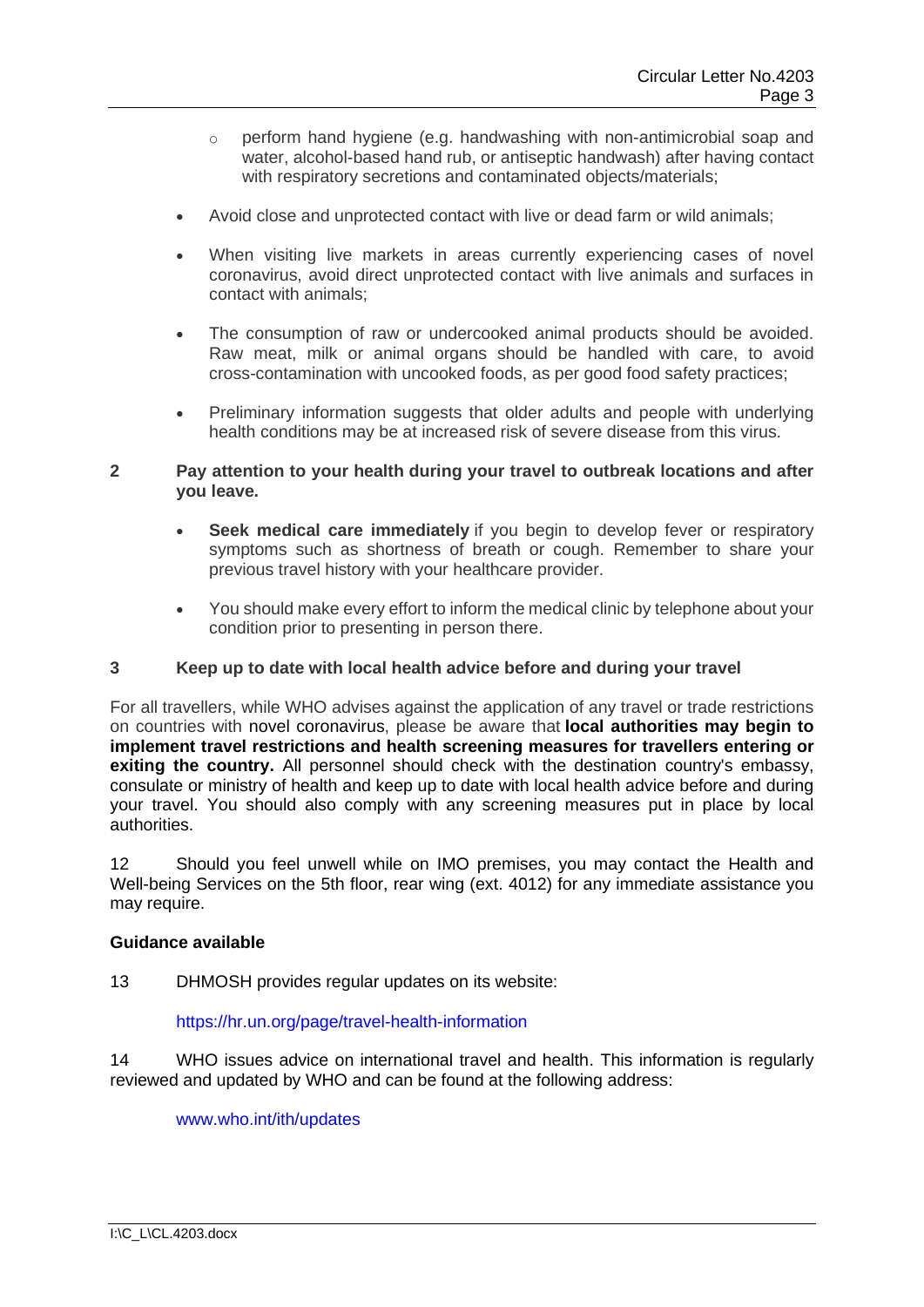- perform hand hygiene (e.g. handwashing with non-antimicrobial soap and water, alcohol-based hand rub, or antiseptic handwash) after having contact with respiratory secretions and contaminated objects/materials;

- Avoid close and unprotected contact with live or dead farm or wild animals;

- When visiting live markets in areas currently experiencing cases of novel coronavirus, avoid direct unprotected contact with live animals and surfaces in contact with animals;

- The consumption of raw or undercooked animal products should be avoided. Raw meat, milk or animal organs should be handled with care, to avoid cross-contamination with uncooked foods, as per good food safety practices;

- Preliminary information suggests that older adults and people with underlying health conditions may be at increased risk of severe disease from this virus.

**2 Pay attention to your health during your travel to outbreak locations and after you leave.**

- **Seek medical care immediately** if you begin to develop fever or respiratory symptoms such as shortness of breath or cough. Remember to share your previous travel history with your healthcare provider.

- You should make every effort to inform the medical clinic by telephone about your condition prior to presenting in person there.

**3 Keep up to date with local health advice before and during your travel**

For all travellers, while WHO advises against the application of any travel or trade restrictions on countries with novel coronavirus, please be aware that **local authorities may begin to implement travel restrictions and health screening measures for travellers entering or exiting the country.** All personnel should check with the destination country's embassy, consulate or ministry of health and keep up to date with local health advice before and during your travel. You should also comply with any screening measures put in place by local authorities.

12 Should you feel unwell while on IMO premises, you may contact the Health and Well-being Services on the 5th floor, rear wing (ext. 4012) for any immediate assistance you may require.

**Guidance available**

13 DHMOSH provides regular updates on its website:

https://hr.un.org/page/travel-health-information

14 WHO issues advice on international travel and health. This information is regularly reviewed and updated by WHO and can be found at the following address:

www.who.int/ith/updates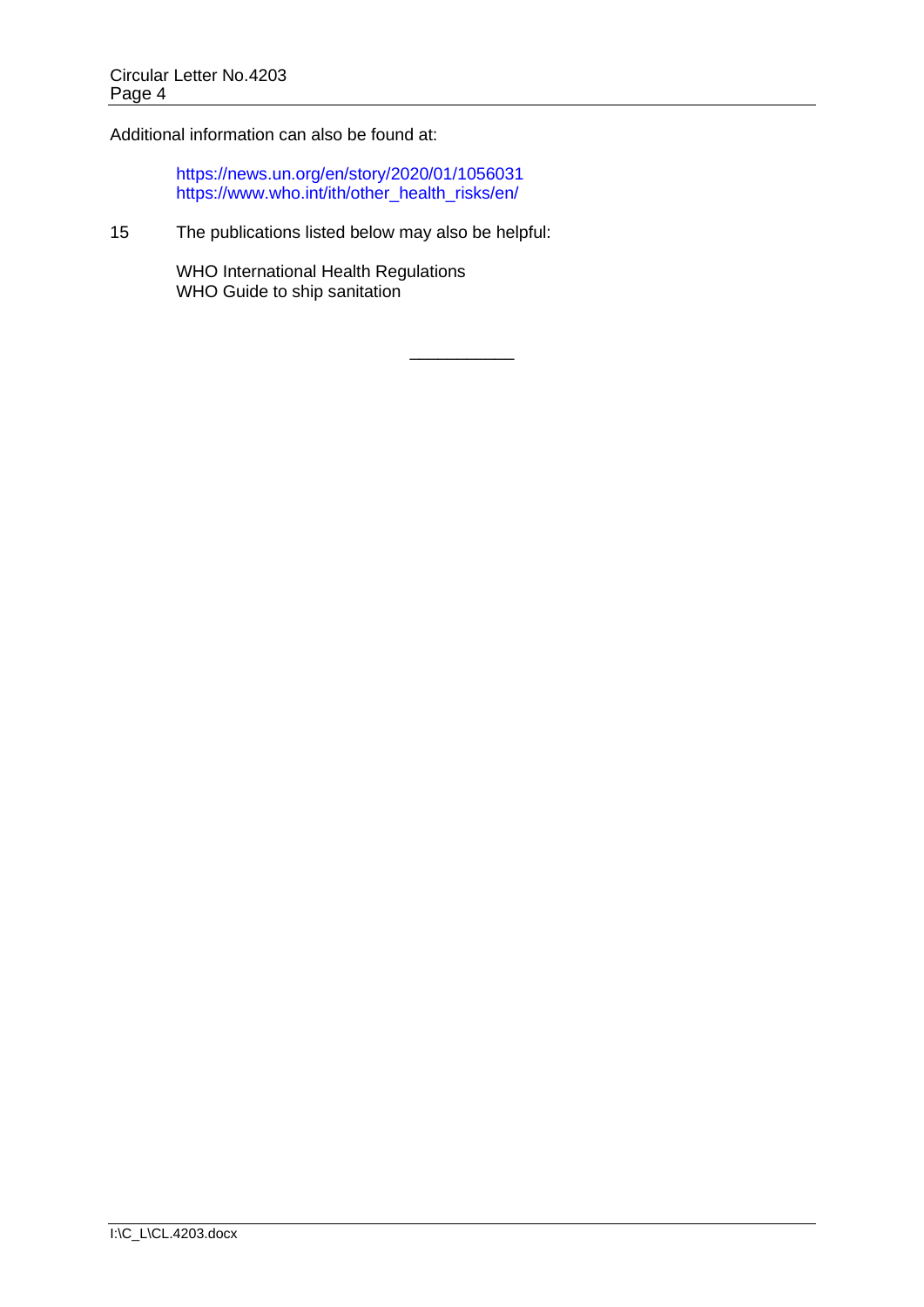Additional information can also be found at:

https://news.un.org/en/story/2020/01/1056031
https://www.who.int/ith/other_health_risks/en/

15 The publications listed below may also be helpful:

WHO International Health Regulations
WHO Guide to ship sanitation

___________